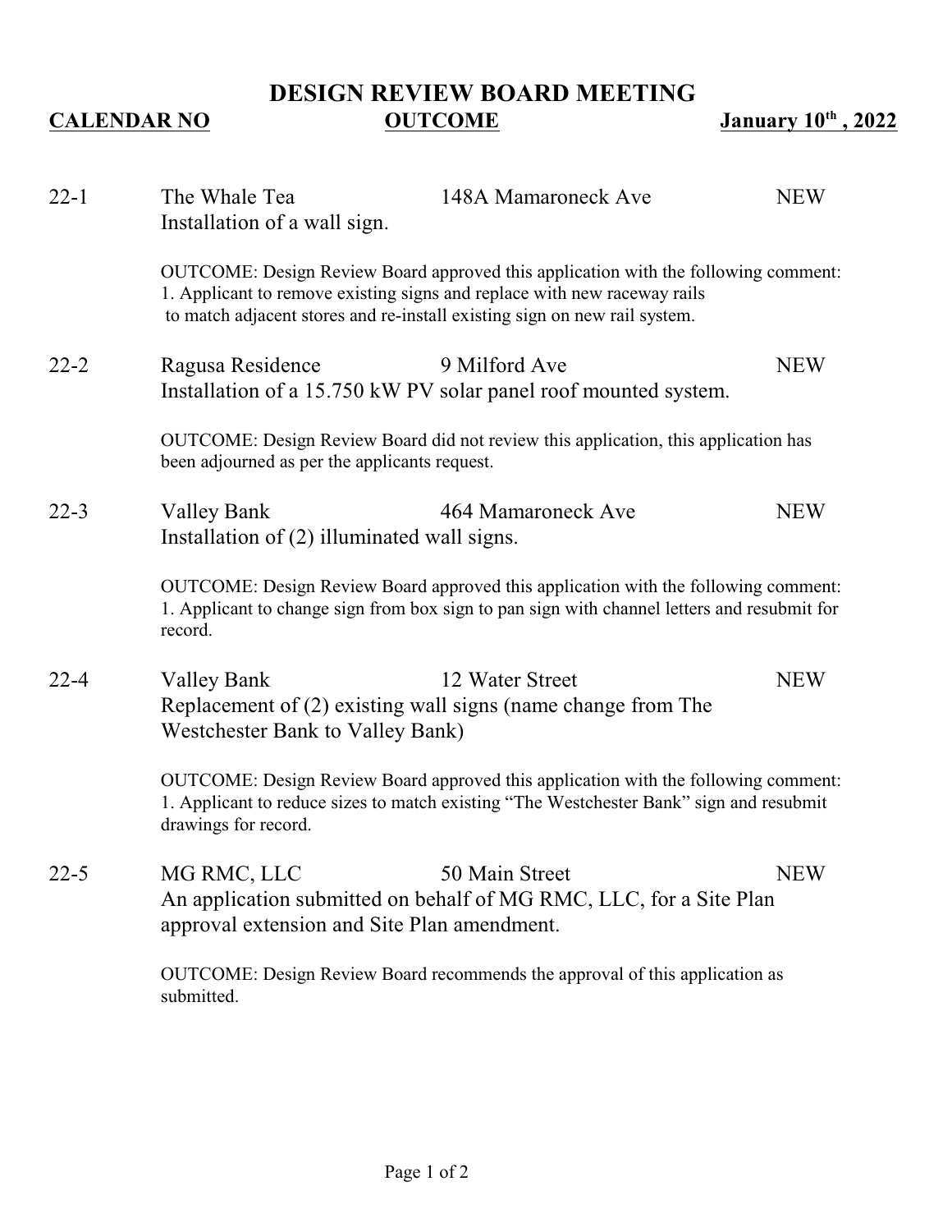# DESIGN REVIEW BOARD MEETING

**CALENDAR NO** **OUTCOME** **January 10th , 2022**

**22-1** The Whale Tea — 148A Mamaroneck Ave — NEW

Installation of a wall sign.

OUTCOME: Design Review Board approved this application with the following comment:
1. Applicant to remove existing signs and replace with new raceway rails to match adjacent stores and re-install existing sign on new rail system.

**22-2** Ragusa Residence — 9 Milford Ave — NEW

Installation of a 15.750 kW PV solar panel roof mounted system.

OUTCOME: Design Review Board did not review this application, this application has been adjourned as per the applicants request.

**22-3** Valley Bank — 464 Mamaroneck Ave — NEW

Installation of (2) illuminated wall signs.

OUTCOME: Design Review Board approved this application with the following comment:
1. Applicant to change sign from box sign to pan sign with channel letters and resubmit for record.

**22-4** Valley Bank — 12 Water Street — NEW

Replacement of (2) existing wall signs (name change from The Westchester Bank to Valley Bank)

OUTCOME: Design Review Board approved this application with the following comment:
1. Applicant to reduce sizes to match existing "The Westchester Bank" sign and resubmit drawings for record.

**22-5** MG RMC, LLC — 50 Main Street — NEW

An application submitted on behalf of MG RMC, LLC, for a Site Plan approval extension and Site Plan amendment.

OUTCOME: Design Review Board recommends the approval of this application as submitted.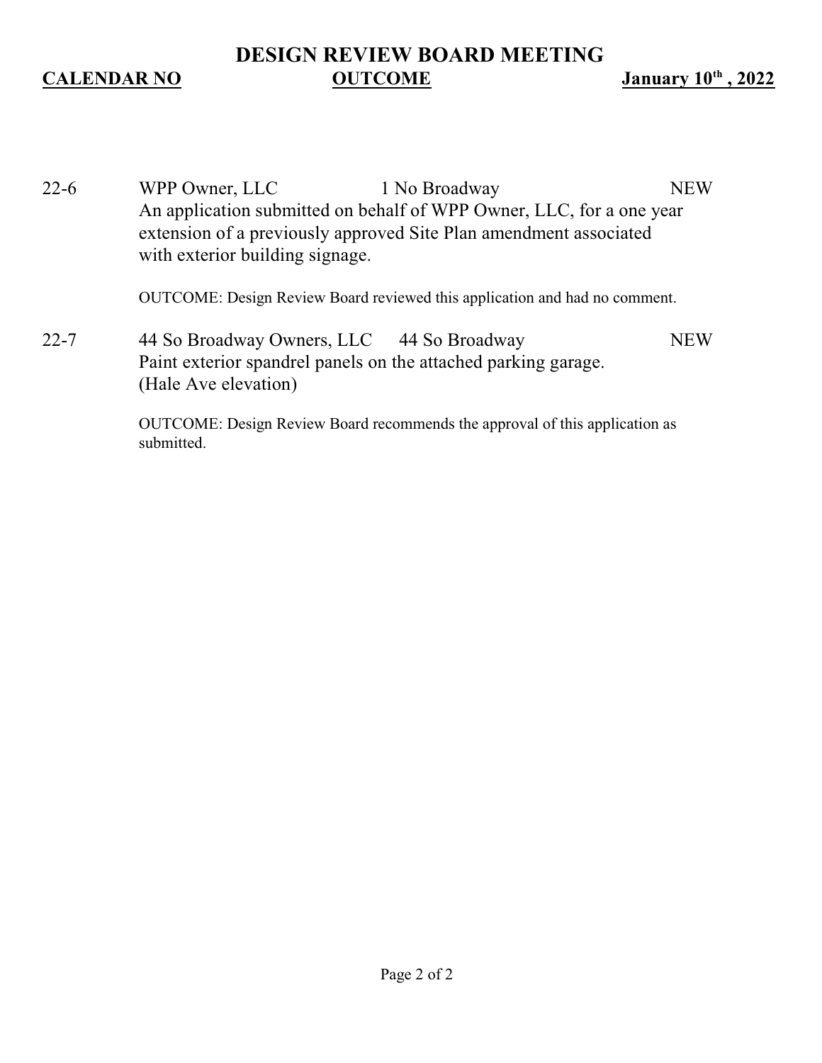# DESIGN REVIEW BOARD MEETING

**CALENDAR NO** **OUTCOME** **January 10th , 2022**

22-6 WPP Owner, LLC 1 No Broadway NEW

An application submitted on behalf of WPP Owner, LLC, for a one year extension of a previously approved Site Plan amendment associated with exterior building signage.

OUTCOME: Design Review Board reviewed this application and had no comment.

22-7 44 So Broadway Owners, LLC 44 So Broadway NEW

Paint exterior spandrel panels on the attached parking garage. (Hale Ave elevation)

OUTCOME: Design Review Board recommends the approval of this application as submitted.